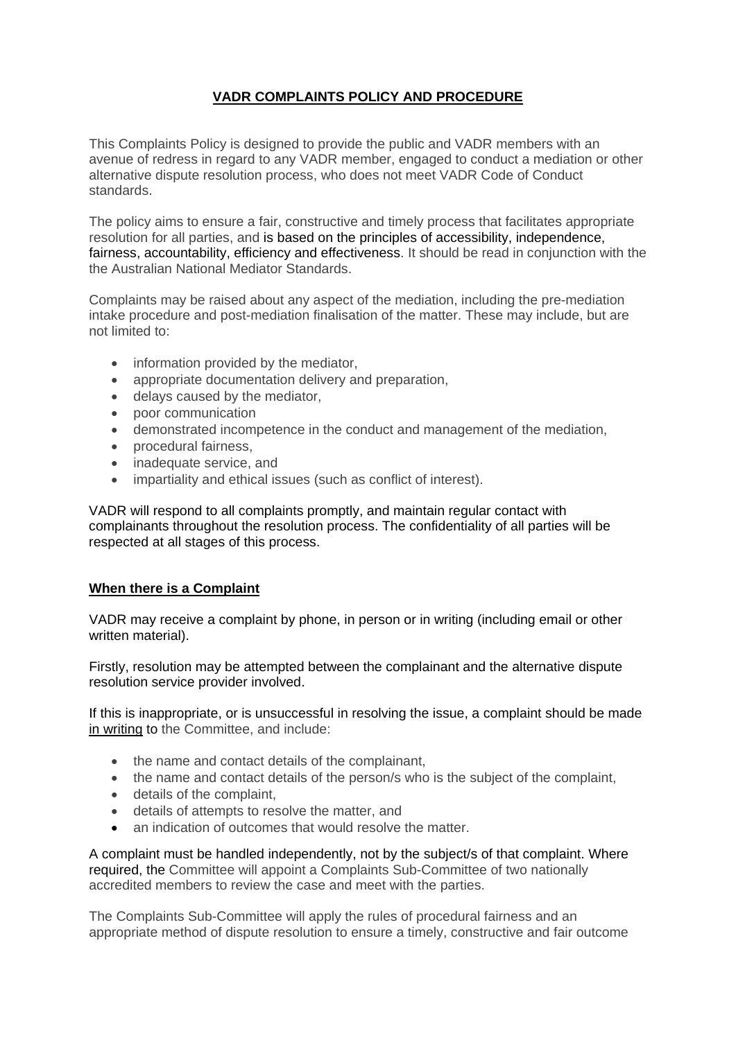# VADR COMPLAINTS POLICY AND PROCEDURE

This Complaints Policy is designed to provide the public and VADR members with an avenue of redress in regard to any VADR member, engaged to conduct a mediation or other alternative dispute resolution process, who does not meet VADR Code of Conduct standards.

The policy aims to ensure a fair, constructive and timely process that facilitates appropriate resolution for all parties, and is based on the principles of accessibility, independence, fairness, accountability, efficiency and effectiveness. It should be read in conjunction with the the Australian National Mediator Standards.

Complaints may be raised about any aspect of the mediation, including the pre-mediation intake procedure and post-mediation finalisation of the matter. These may include, but are not limited to:

- information provided by the mediator,
- appropriate documentation delivery and preparation,
- delays caused by the mediator,
- poor communication
- demonstrated incompetence in the conduct and management of the mediation,
- procedural fairness,
- inadequate service, and
- impartiality and ethical issues (such as conflict of interest).

VADR will respond to all complaints promptly, and maintain regular contact with complainants throughout the resolution process. The confidentiality of all parties will be respected at all stages of this process.

## When there is a Complaint

VADR may receive a complaint by phone, in person or in writing (including email or other written material).

Firstly, resolution may be attempted between the complainant and the alternative dispute resolution service provider involved.

If this is inappropriate, or is unsuccessful in resolving the issue, a complaint should be made in writing to the Committee, and include:

- the name and contact details of the complainant,
- the name and contact details of the person/s who is the subject of the complaint,
- details of the complaint,
- details of attempts to resolve the matter, and
- an indication of outcomes that would resolve the matter.

A complaint must be handled independently, not by the subject/s of that complaint. Where required, the Committee will appoint a Complaints Sub-Committee of two nationally accredited members to review the case and meet with the parties.

The Complaints Sub-Committee will apply the rules of procedural fairness and an appropriate method of dispute resolution to ensure a timely, constructive and fair outcome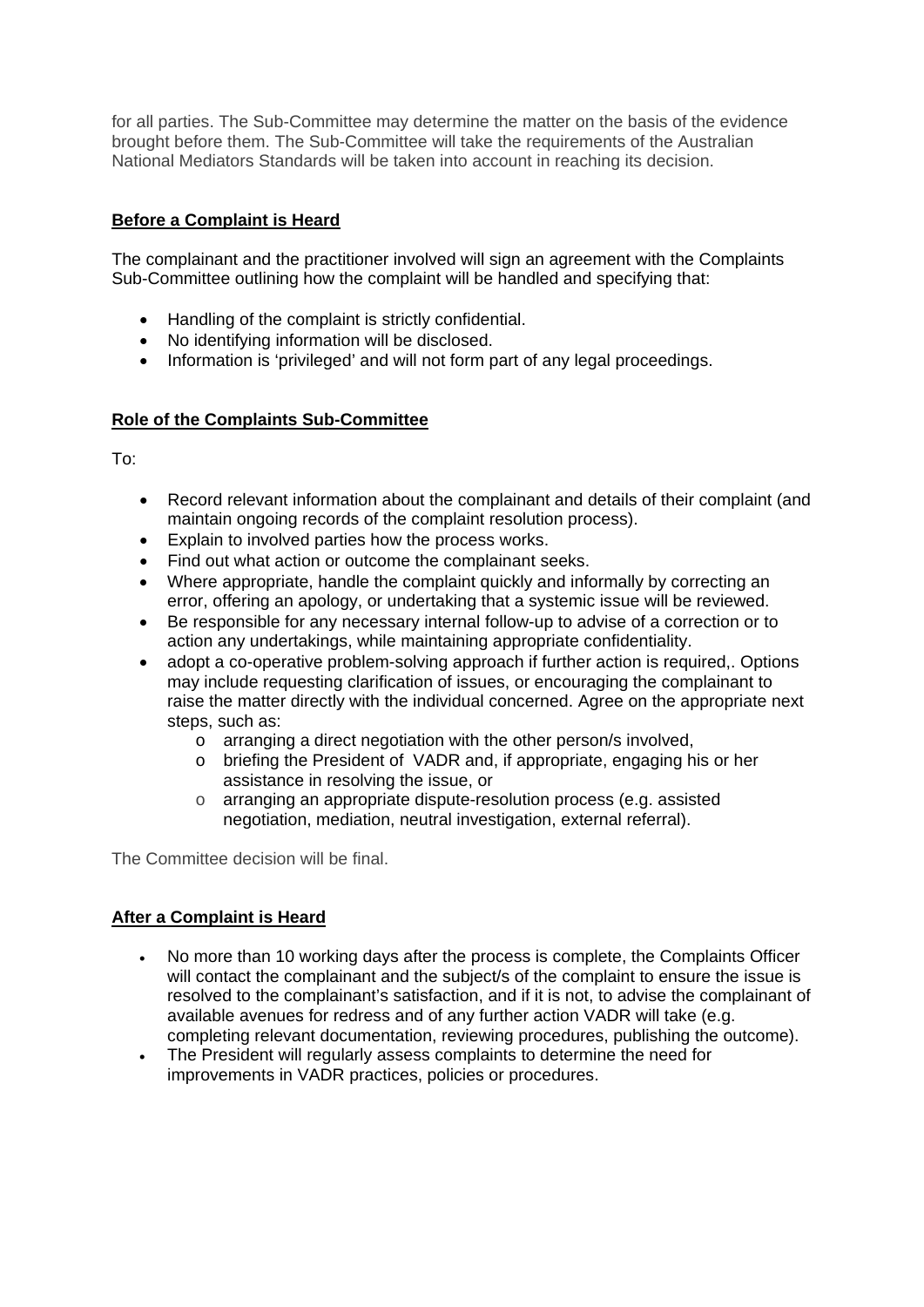for all parties. The Sub-Committee may determine the matter on the basis of the evidence brought before them. The Sub-Committee will take the requirements of the Australian National Mediators Standards will be taken into account in reaching its decision.

## Before a Complaint is Heard

The complainant and the practitioner involved will sign an agreement with the Complaints Sub-Committee outlining how the complaint will be handled and specifying that:

- Handling of the complaint is strictly confidential.
- No identifying information will be disclosed.
- Information is 'privileged' and will not form part of any legal proceedings.

## Role of the Complaints Sub-Committee

To:

- Record relevant information about the complainant and details of their complaint (and maintain ongoing records of the complaint resolution process).
- Explain to involved parties how the process works.
- Find out what action or outcome the complainant seeks.
- Where appropriate, handle the complaint quickly and informally by correcting an error, offering an apology, or undertaking that a systemic issue will be reviewed.
- Be responsible for any necessary internal follow-up to advise of a correction or to action any undertakings, while maintaining appropriate confidentiality.
- adopt a co-operative problem-solving approach if further action is required,. Options may include requesting clarification of issues, or encouraging the complainant to raise the matter directly with the individual concerned. Agree on the appropriate next steps, such as:
    - arranging a direct negotiation with the other person/s involved,
    - briefing the President of VADR and, if appropriate, engaging his or her assistance in resolving the issue, or
    - arranging an appropriate dispute-resolution process (e.g. assisted negotiation, mediation, neutral investigation, external referral).

The Committee decision will be final.

## After a Complaint is Heard

- No more than 10 working days after the process is complete, the Complaints Officer will contact the complainant and the subject/s of the complaint to ensure the issue is resolved to the complainant's satisfaction, and if it is not, to advise the complainant of available avenues for redress and of any further action VADR will take (e.g. completing relevant documentation, reviewing procedures, publishing the outcome).
- The President will regularly assess complaints to determine the need for improvements in VADR practices, policies or procedures.